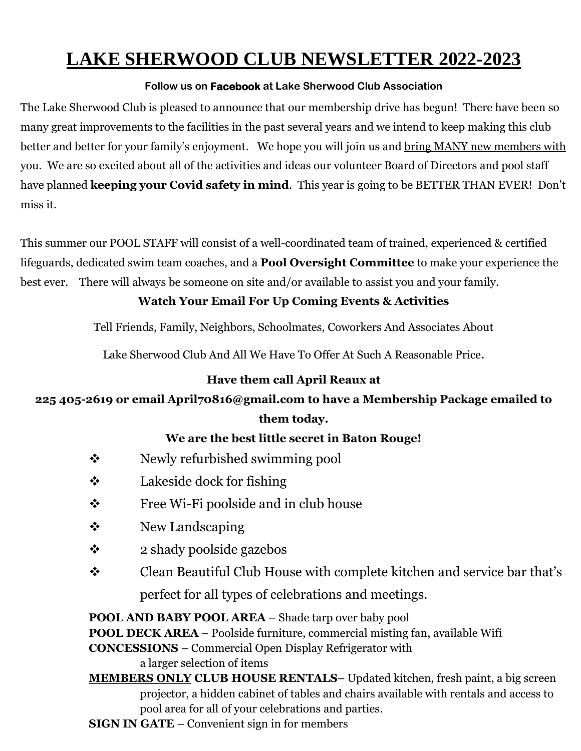# LAKE SHERWOOD CLUB NEWSLETTER 2022-2023

**Follow us on Facebook at Lake Sherwood Club Association**

The Lake Sherwood Club is pleased to announce that our membership drive has begun! There have been so many great improvements to the facilities in the past several years and we intend to keep making this club better and better for your family's enjoyment. We hope you will join us and bring MANY new members with you. We are so excited about all of the activities and ideas our volunteer Board of Directors and pool staff have planned **keeping your Covid safety in mind**. This year is going to be BETTER THAN EVER! Don't miss it.

This summer our POOL STAFF will consist of a well-coordinated team of trained, experienced & certified lifeguards, dedicated swim team coaches, and a **Pool Oversight Committee** to make your experience the best ever. There will always be someone on site and/or available to assist you and your family.

**Watch Your Email For Up Coming Events & Activities**

Tell Friends, Family, Neighbors, Schoolmates, Coworkers And Associates About

Lake Sherwood Club And All We Have To Offer At Such A Reasonable Price.

**Have them call April Reaux at**

**225 405-2619 or email April70816@gmail.com to have a Membership Package emailed to them today.**

**We are the best little secret in Baton Rouge!**

- Newly refurbished swimming pool
- Lakeside dock for fishing
- Free Wi-Fi poolside and in club house
- New Landscaping
- 2 shady poolside gazebos
- Clean Beautiful Club House with complete kitchen and service bar that's perfect for all types of celebrations and meetings.

**POOL AND BABY POOL AREA** – Shade tarp over baby pool
**POOL DECK AREA** – Poolside furniture, commercial misting fan, available Wifi
**CONCESSIONS** – Commercial Open Display Refrigerator with a larger selection of items
**MEMBERS ONLY CLUB HOUSE RENTALS**– Updated kitchen, fresh paint, a big screen projector, a hidden cabinet of tables and chairs available with rentals and access to pool area for all of your celebrations and parties.
**SIGN IN GATE** – Convenient sign in for members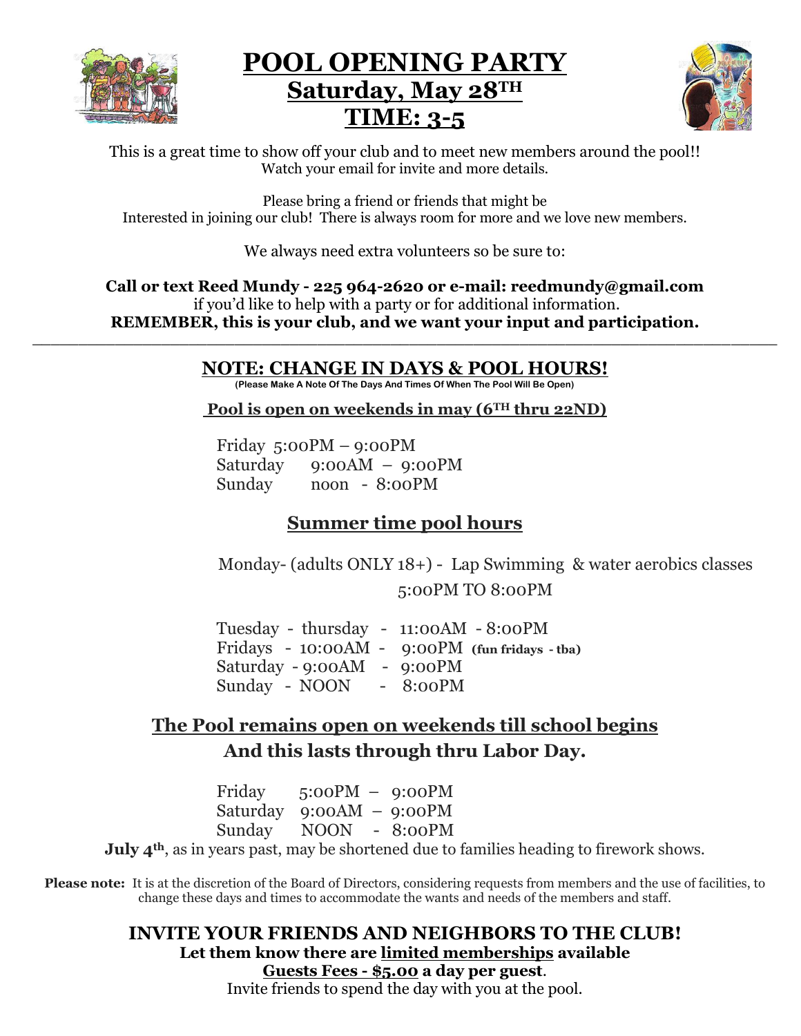# POOL OPENING PARTY

## Saturday, May 28TH

## TIME: 3-5

This is a great time to show off your club and to meet new members around the pool!!
Watch your email for invite and more details.

Please bring a friend or friends that might be
Interested in joining our club! There is always room for more and we love new members.

We always need extra volunteers so be sure to:

**Call or text Reed Mundy - 225 964-2620 or e-mail: reedmundy@gmail.com**
if you'd like to help with a party or for additional information.
**REMEMBER, this is your club, and we want your input and participation.**

---

## NOTE: CHANGE IN DAYS & POOL HOURS!

**(Please Make A Note Of The Days And Times Of When The Pool Will Be Open)**

**Pool is open on weekends in may (6TH thru 22ND)**

Friday 5:00PM – 9:00PM
Saturday 9:00AM – 9:00PM
Sunday noon - 8:00PM

## Summer time pool hours

Monday- (adults ONLY 18+) - Lap Swimming & water aerobics classes
5:00PM TO 8:00PM

Tuesday - thursday - 11:00AM - 8:00PM
Fridays - 10:00AM - 9:00PM **(fun fridays - tba)**
Saturday - 9:00AM - 9:00PM
Sunday - NOON - 8:00PM

## The Pool remains open on weekends till school begins

## And this lasts through thru Labor Day.

Friday 5:00PM – 9:00PM
Saturday 9:00AM – 9:00PM
Sunday NOON - 8:00PM

**July 4th**, as in years past, may be shortened due to families heading to firework shows.

**Please note:** It is at the discretion of the Board of Directors, considering requests from members and the use of facilities, to change these days and times to accommodate the wants and needs of the members and staff.

## INVITE YOUR FRIENDS AND NEIGHBORS TO THE CLUB!

**Let them know there are limited memberships available**

**Guests Fees - $5.00 a day per guest.**

Invite friends to spend the day with you at the pool.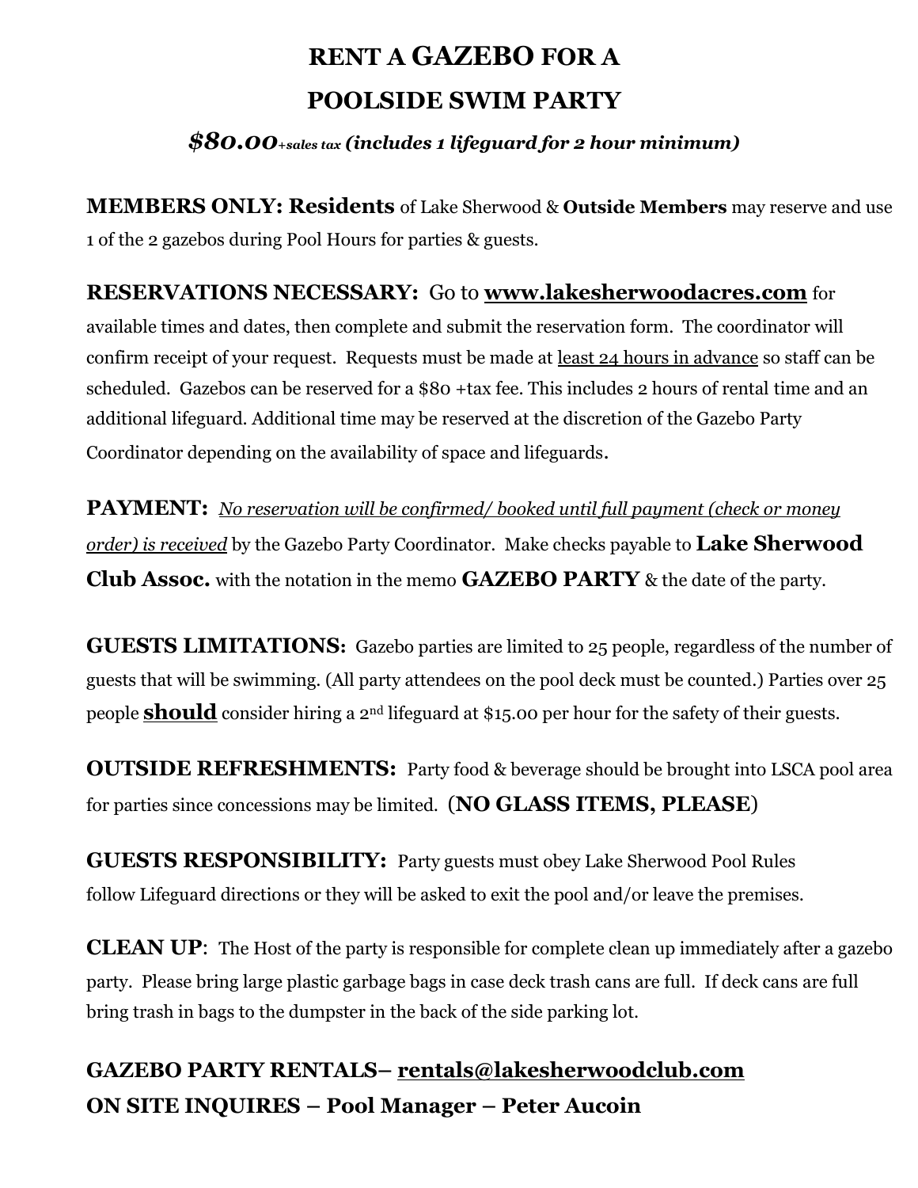# RENT A GAZEBO FOR A POOLSIDE SWIM PARTY

***$80.00**+sales tax **(includes 1 lifeguard for 2 hour minimum)***

**MEMBERS ONLY: Residents** of Lake Sherwood & **Outside Members** may reserve and use 1 of the 2 gazebos during Pool Hours for parties & guests.

**RESERVATIONS NECESSARY:** Go to **www.lakesherwoodacres.com** for available times and dates, then complete and submit the reservation form. The coordinator will confirm receipt of your request. Requests must be made at least 24 hours in advance so staff can be scheduled. Gazebos can be reserved for a $80 +tax fee. This includes 2 hours of rental time and an additional lifeguard. Additional time may be reserved at the discretion of the Gazebo Party Coordinator depending on the availability of space and lifeguards.

**PAYMENT:** *No reservation will be confirmed/ booked until full payment (check or money order) is received* by the Gazebo Party Coordinator. Make checks payable to **Lake Sherwood Club Assoc.** with the notation in the memo **GAZEBO PARTY** & the date of the party.

**GUESTS LIMITATIONS:** Gazebo parties are limited to 25 people, regardless of the number of guests that will be swimming. (All party attendees on the pool deck must be counted.) Parties over 25 people **should** consider hiring a 2nd lifeguard at $15.00 per hour for the safety of their guests.

**OUTSIDE REFRESHMENTS:** Party food & beverage should be brought into LSCA pool area for parties since concessions may be limited. (**NO GLASS ITEMS, PLEASE**)

**GUESTS RESPONSIBILITY:** Party guests must obey Lake Sherwood Pool Rules follow Lifeguard directions or they will be asked to exit the pool and/or leave the premises.

**CLEAN UP**: The Host of the party is responsible for complete clean up immediately after a gazebo party. Please bring large plastic garbage bags in case deck trash cans are full. If deck cans are full bring trash in bags to the dumpster in the back of the side parking lot.

**GAZEBO PARTY RENTALS– rentals@lakesherwoodclub.com**

**ON SITE INQUIRES – Pool Manager – Peter Aucoin**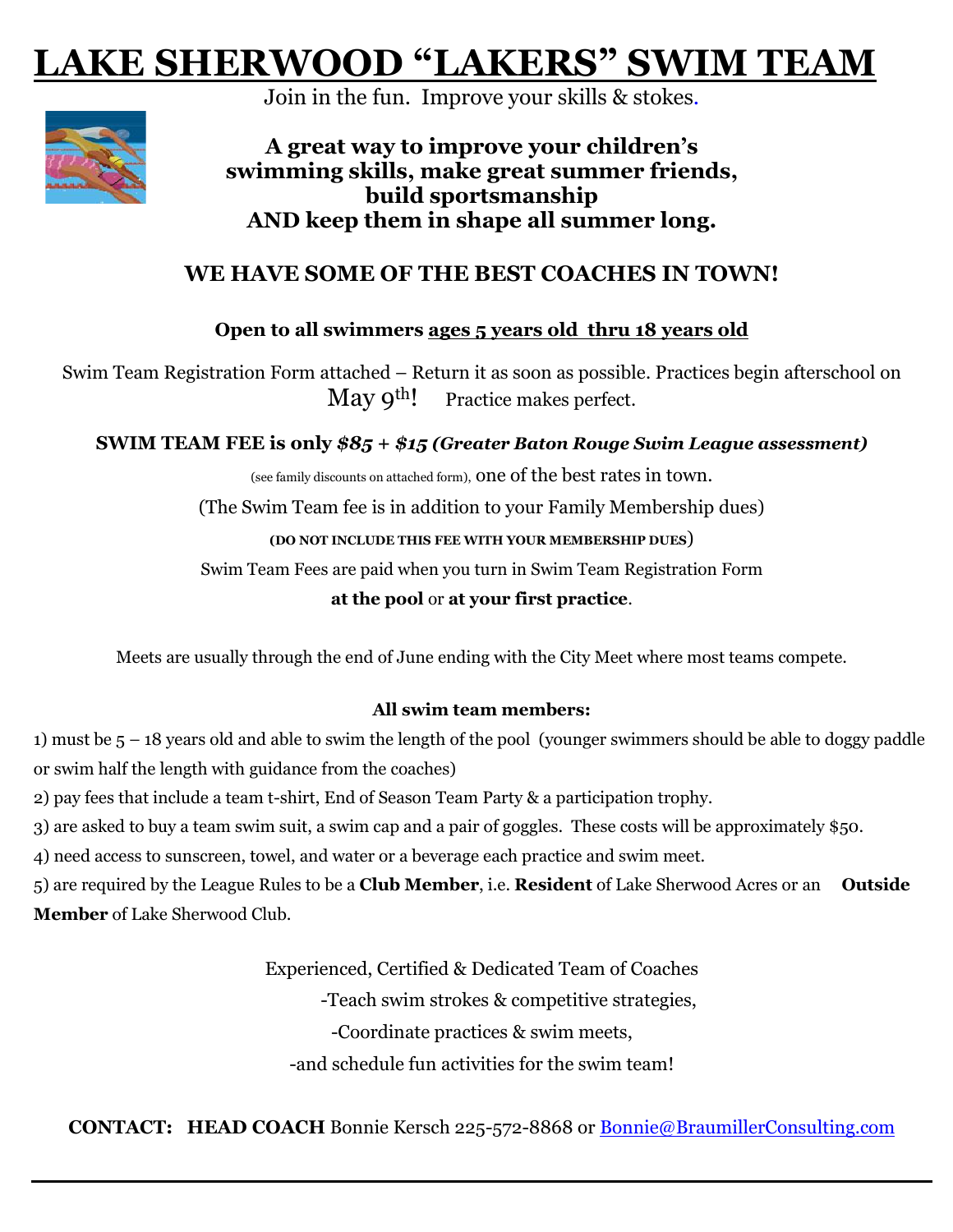# LAKE SHERWOOD "LAKERS" SWIM TEAM

Join in the fun. Improve your skills & stokes.

**A great way to improve your children's swimming skills, make great summer friends, build sportsmanship AND keep them in shape all summer long.**

## WE HAVE SOME OF THE BEST COACHES IN TOWN!

**Open to all swimmers ages 5 years old thru 18 years old**

Swim Team Registration Form attached – Return it as soon as possible. Practices begin afterschool on May 9th! Practice makes perfect.

**SWIM TEAM FEE is only *$85 + $15 (Greater Baton Rouge Swim League assessment)***

(see family discounts on attached form), one of the best rates in town.

(The Swim Team fee is in addition to your Family Membership dues)

**(DO NOT INCLUDE THIS FEE WITH YOUR MEMBERSHIP DUES)**

Swim Team Fees are paid when you turn in Swim Team Registration Form **at the pool** or **at your first practice**.

Meets are usually through the end of June ending with the City Meet where most teams compete.

**All swim team members:**

1) must be 5 – 18 years old and able to swim the length of the pool (younger swimmers should be able to doggy paddle or swim half the length with guidance from the coaches)
2) pay fees that include a team t-shirt, End of Season Team Party & a participation trophy.
3) are asked to buy a team swim suit, a swim cap and a pair of goggles. These costs will be approximately $50.
4) need access to sunscreen, towel, and water or a beverage each practice and swim meet.
5) are required by the League Rules to be a **Club Member**, i.e. **Resident** of Lake Sherwood Acres or an **Outside Member** of Lake Sherwood Club.

Experienced, Certified & Dedicated Team of Coaches
-Teach swim strokes & competitive strategies,
-Coordinate practices & swim meets,
-and schedule fun activities for the swim team!

**CONTACT: HEAD COACH** Bonnie Kersch 225-572-8868 or Bonnie@BraumillerConsulting.com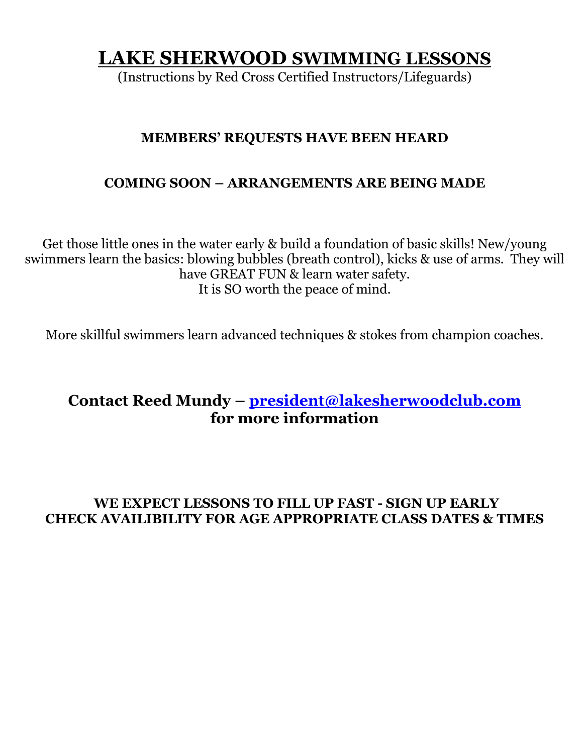# LAKE SHERWOOD SWIMMING LESSONS

(Instructions by Red Cross Certified Instructors/Lifeguards)

**MEMBERS' REQUESTS HAVE BEEN HEARD**

**COMING SOON – ARRANGEMENTS ARE BEING MADE**

Get those little ones in the water early & build a foundation of basic skills! New/young swimmers learn the basics: blowing bubbles (breath control), kicks & use of arms. They will have GREAT FUN & learn water safety.
It is SO worth the peace of mind.

More skillful swimmers learn advanced techniques & stokes from champion coaches.

**Contact Reed Mundy – [president@lakesherwoodclub.com](mailto:president@lakesherwoodclub.com) for more information**

**WE EXPECT LESSONS TO FILL UP FAST - SIGN UP EARLY**
**CHECK AVAILIBILITY FOR AGE APPROPRIATE CLASS DATES & TIMES**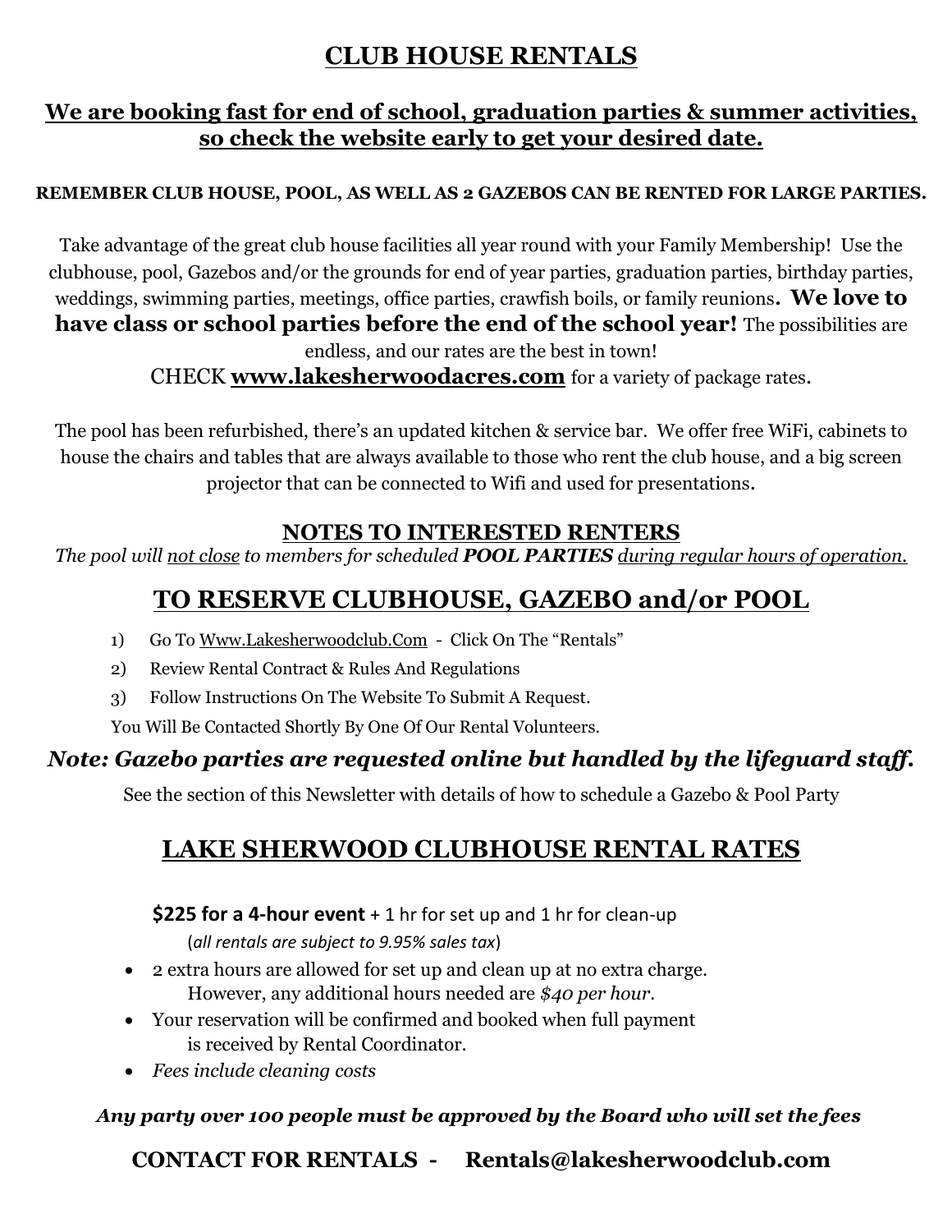# CLUB HOUSE RENTALS

## We are booking fast for end of school, graduation parties & summer activities, so check the website early to get your desired date.

**REMEMBER CLUB HOUSE, POOL, AS WELL AS 2 GAZEBOS CAN BE RENTED FOR LARGE PARTIES.**

Take advantage of the great club house facilities all year round with your Family Membership! Use the clubhouse, pool, Gazebos and/or the grounds for end of year parties, graduation parties, birthday parties, weddings, swimming parties, meetings, office parties, crawfish boils, or family reunions. **We love to have class or school parties before the end of the school year!** The possibilities are endless, and our rates are the best in town!

CHECK **www.lakesherwoodacres.com** for a variety of package rates.

The pool has been refurbished, there's an updated kitchen & service bar. We offer free WiFi, cabinets to house the chairs and tables that are always available to those who rent the club house, and a big screen projector that can be connected to Wifi and used for presentations.

### NOTES TO INTERESTED RENTERS

*The pool will not close to members for scheduled **POOL PARTIES** during regular hours of operation.*

## TO RESERVE CLUBHOUSE, GAZEBO and/or POOL

1) Go To Www.Lakesherwoodclub.Com - Click On The "Rentals"
2) Review Rental Contract & Rules And Regulations
3) Follow Instructions On The Website To Submit A Request.

You Will Be Contacted Shortly By One Of Our Rental Volunteers.

***Note: Gazebo parties are requested online but handled by the lifeguard staff.***

See the section of this Newsletter with details of how to schedule a Gazebo & Pool Party

## LAKE SHERWOOD CLUBHOUSE RENTAL RATES

**$225 for a 4-hour event** + 1 hr for set up and 1 hr for clean-up
(*all rentals are subject to 9.95% sales tax*)

- 2 extra hours are allowed for set up and clean up at no extra charge. However, any additional hours needed are *$40 per hour*.
- Your reservation will be confirmed and booked when full payment is received by Rental Coordinator.
- *Fees include cleaning costs*

***Any party over 100 people must be approved by the Board who will set the fees***

**CONTACT FOR RENTALS - Rentals@lakesherwoodclub.com**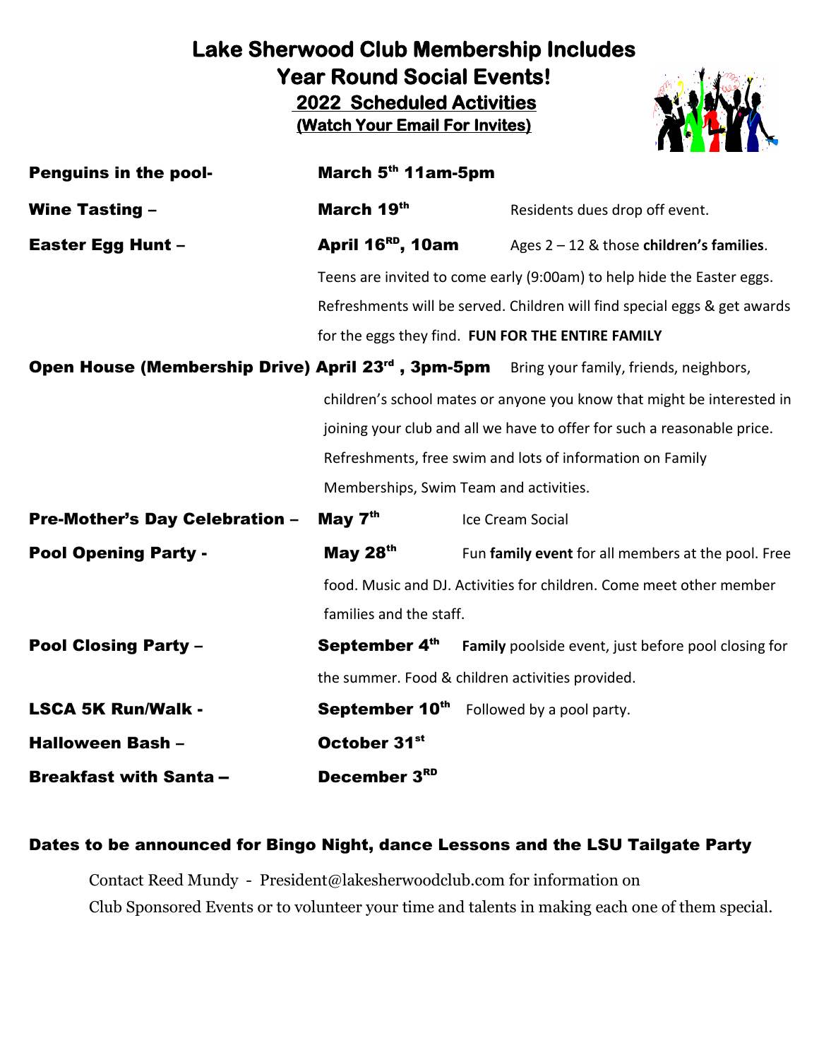# Lake Sherwood Club Membership Includes Year Round Social Events!

## 2022 Scheduled Activities

**(Watch Your Email For Invites)**

**Penguins in the pool-** **March 5th 11am-5pm**

**Wine Tasting –** **March 19th** Residents dues drop off event.

**Easter Egg Hunt –** **April 16RD, 10am** Ages 2 – 12 & those **children's families**.
Teens are invited to come early (9:00am) to help hide the Easter eggs. Refreshments will be served. Children will find special eggs & get awards for the eggs they find. **FUN FOR THE ENTIRE FAMILY**

**Open House (Membership Drive) April 23rd , 3pm-5pm** Bring your family, friends, neighbors, children's school mates or anyone you know that might be interested in joining your club and all we have to offer for such a reasonable price. Refreshments, free swim and lots of information on Family Memberships, Swim Team and activities.

**Pre-Mother's Day Celebration –** **May 7th** Ice Cream Social

**Pool Opening Party -** **May 28th** Fun **family event** for all members at the pool. Free food. Music and DJ. Activities for children. Come meet other member families and the staff.

**Pool Closing Party –** **September 4th** **Family** poolside event, just before pool closing for the summer. Food & children activities provided.

**LSCA 5K Run/Walk -** **September 10th** Followed by a pool party.

**Halloween Bash –** **October 31st**

**Breakfast with Santa –** **December 3RD**

**Dates to be announced for Bingo Night, dance Lessons and the LSU Tailgate Party**

Contact Reed Mundy - President@lakesherwoodclub.com for information on Club Sponsored Events or to volunteer your time and talents in making each one of them special.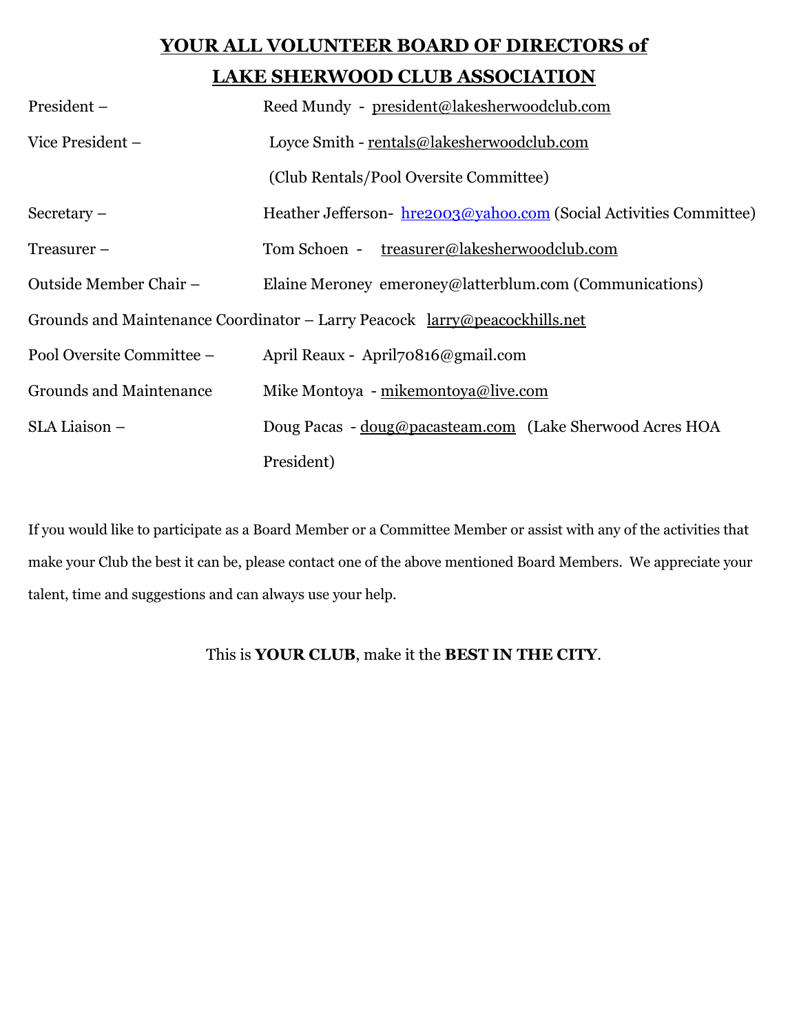# YOUR ALL VOLUNTEER BOARD OF DIRECTORS of LAKE SHERWOOD CLUB ASSOCIATION

President – Reed Mundy - president@lakesherwoodclub.com

Vice President – Loyce Smith - rentals@lakesherwoodclub.com (Club Rentals/Pool Oversite Committee)

Secretary – Heather Jefferson- hre2003@yahoo.com (Social Activities Committee)

Treasurer – Tom Schoen - treasurer@lakesherwoodclub.com

Outside Member Chair – Elaine Meroney emeroney@latterblum.com (Communications)

Grounds and Maintenance Coordinator – Larry Peacock larry@peacockhills.net

Pool Oversite Committee – April Reaux - April70816@gmail.com

Grounds and Maintenance Mike Montoya - mikemontoya@live.com

SLA Liaison – Doug Pacas - doug@pacasteam.com (Lake Sherwood Acres HOA President)

If you would like to participate as a Board Member or a Committee Member or assist with any of the activities that make your Club the best it can be, please contact one of the above mentioned Board Members. We appreciate your talent, time and suggestions and can always use your help.

This is **YOUR CLUB**, make it the **BEST IN THE CITY**.